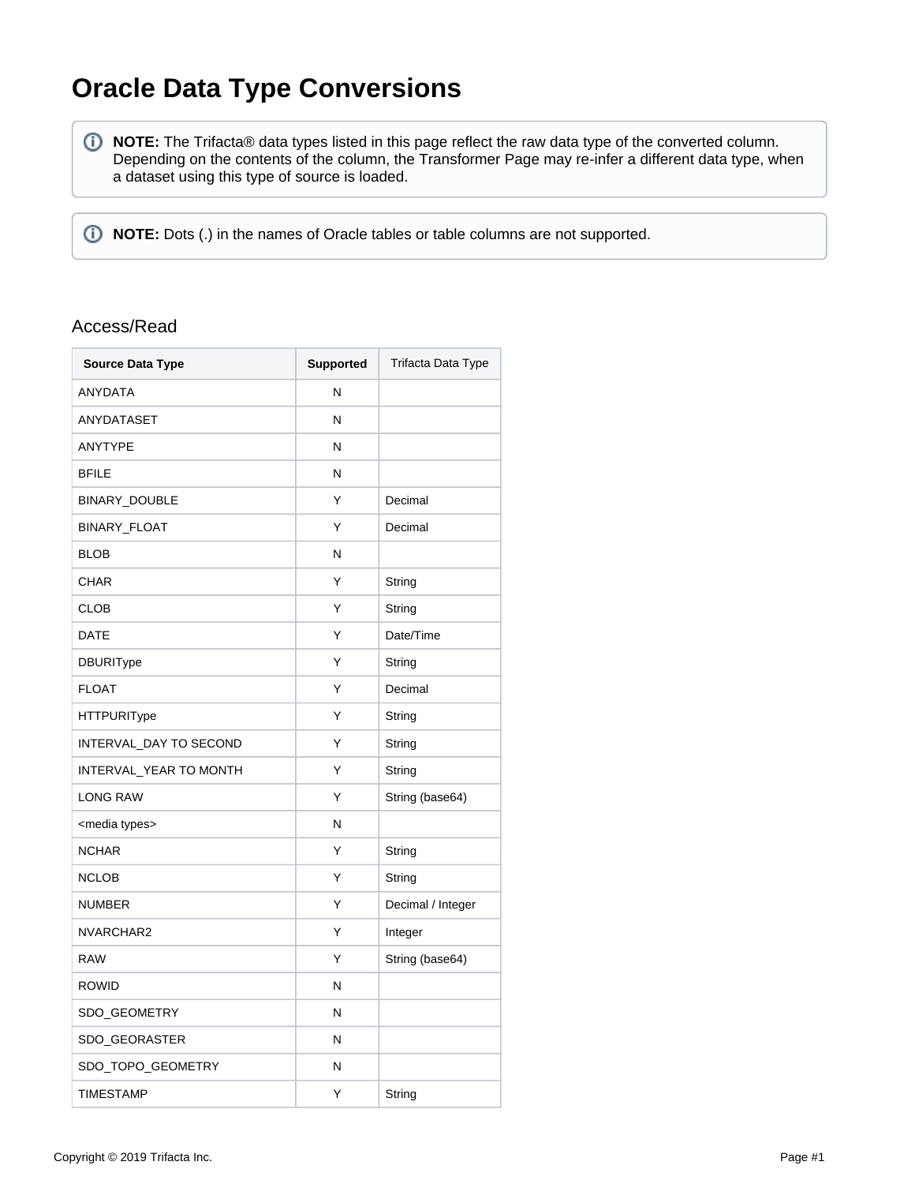# Oracle Data Type Conversions

> **NOTE:** The Trifacta® data types listed in this page reflect the raw data type of the converted column. Depending on the contents of the column, the Transformer Page may re-infer a different data type, when a dataset using this type of source is loaded.

> **NOTE:** Dots (.) in the names of Oracle tables or table columns are not supported.

## Access/Read

| Source Data Type | Supported | Trifacta Data Type |
| --- | --- | --- |
| ANYDATA | N | |
| ANYDATASET | N | |
| ANYTYPE | N | |
| BFILE | N | |
| BINARY_DOUBLE | Y | Decimal |
| BINARY_FLOAT | Y | Decimal |
| BLOB | N | |
| CHAR | Y | String |
| CLOB | Y | String |
| DATE | Y | Date/Time |
| DBURIType | Y | String |
| FLOAT | Y | Decimal |
| HTTPURIType | Y | String |
| INTERVAL_DAY TO SECOND | Y | String |
| INTERVAL_YEAR TO MONTH | Y | String |
| LONG RAW | Y | String (base64) |
| <media types> | N | |
| NCHAR | Y | String |
| NCLOB | Y | String |
| NUMBER | Y | Decimal / Integer |
| NVARCHAR2 | Y | Integer |
| RAW | Y | String (base64) |
| ROWID | N | |
| SDO_GEOMETRY | N | |
| SDO_GEORASTER | N | |
| SDO_TOPO_GEOMETRY | N | |
| TIMESTAMP | Y | String |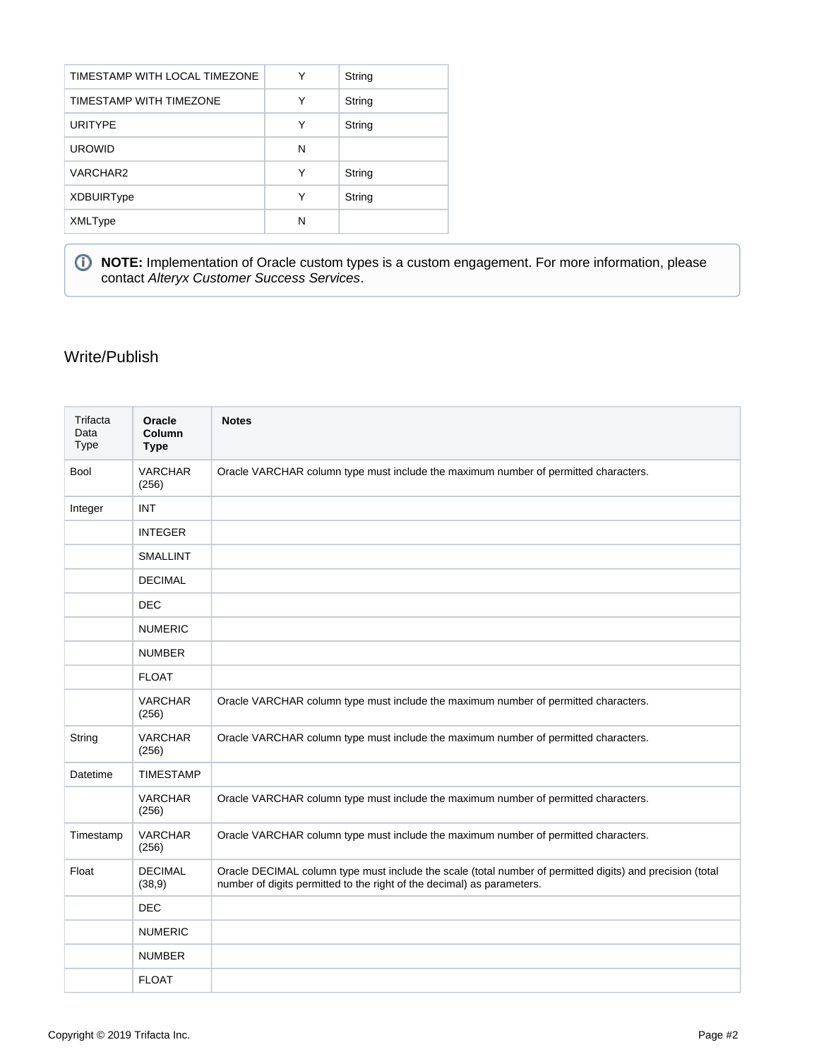| TIMESTAMP WITH LOCAL TIMEZONE | Y | String |
|---|---|---|
| TIMESTAMP WITH TIMEZONE | Y | String |
| URITYPE | Y | String |
| UROWID | N | |
| VARCHAR2 | Y | String |
| XDBUIRType | Y | String |
| XMLType | N | |

> **NOTE:** Implementation of Oracle custom types is a custom engagement. For more information, please contact *Alteryx Customer Success Services*.

## Write/Publish

| Trifacta Data Type | **Oracle Column Type** | **Notes** |
|---|---|---|
| Bool | VARCHAR (256) | Oracle VARCHAR column type must include the maximum number of permitted characters. |
| Integer | INT | |
| | INTEGER | |
| | SMALLINT | |
| | DECIMAL | |
| | DEC | |
| | NUMERIC | |
| | NUMBER | |
| | FLOAT | |
| | VARCHAR (256) | Oracle VARCHAR column type must include the maximum number of permitted characters. |
| String | VARCHAR (256) | Oracle VARCHAR column type must include the maximum number of permitted characters. |
| Datetime | TIMESTAMP | |
| | VARCHAR (256) | Oracle VARCHAR column type must include the maximum number of permitted characters. |
| Timestamp | VARCHAR (256) | Oracle VARCHAR column type must include the maximum number of permitted characters. |
| Float | DECIMAL (38,9) | Oracle DECIMAL column type must include the scale (total number of permitted digits) and precision (total number of digits permitted to the right of the decimal) as parameters. |
| | DEC | |
| | NUMERIC | |
| | NUMBER | |
| | FLOAT | |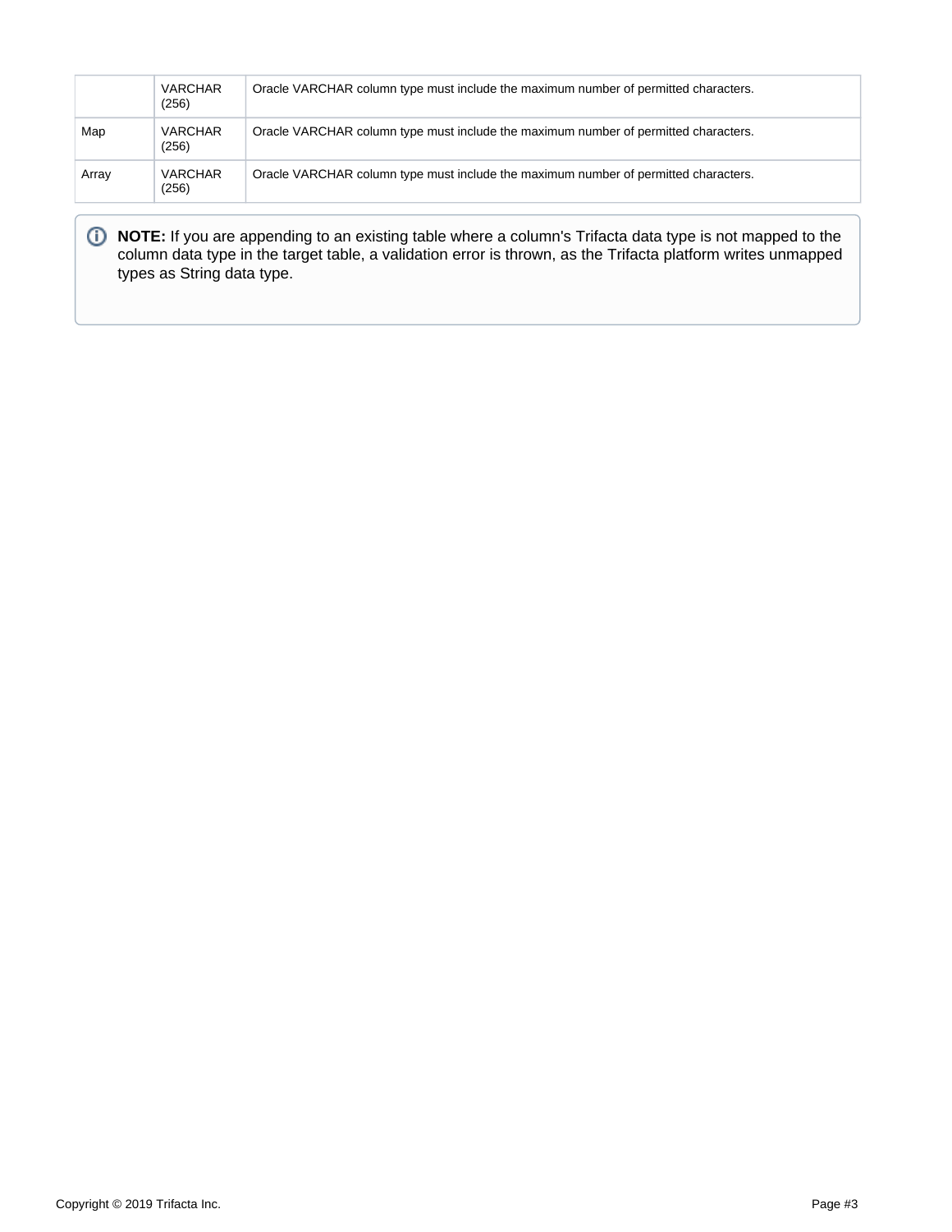| | | |
|---|---|---|
| | VARCHAR (256) | Oracle VARCHAR column type must include the maximum number of permitted characters. |
| Map | VARCHAR (256) | Oracle VARCHAR column type must include the maximum number of permitted characters. |
| Array | VARCHAR (256) | Oracle VARCHAR column type must include the maximum number of permitted characters. |

**NOTE:** If you are appending to an existing table where a column's Trifacta data type is not mapped to the column data type in the target table, a validation error is thrown, as the Trifacta platform writes unmapped types as String data type.